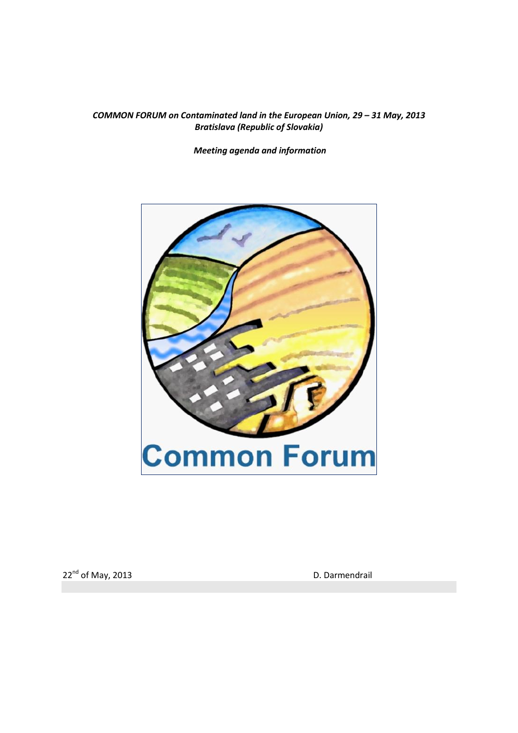***COMMON FORUM on Contaminated land in the European Union, 29 – 31 May, 2013***
***Bratislava (Republic of Slovakia)***

***Meeting agenda and information***

Common Forum

22nd of May, 2013

D. Darmendrail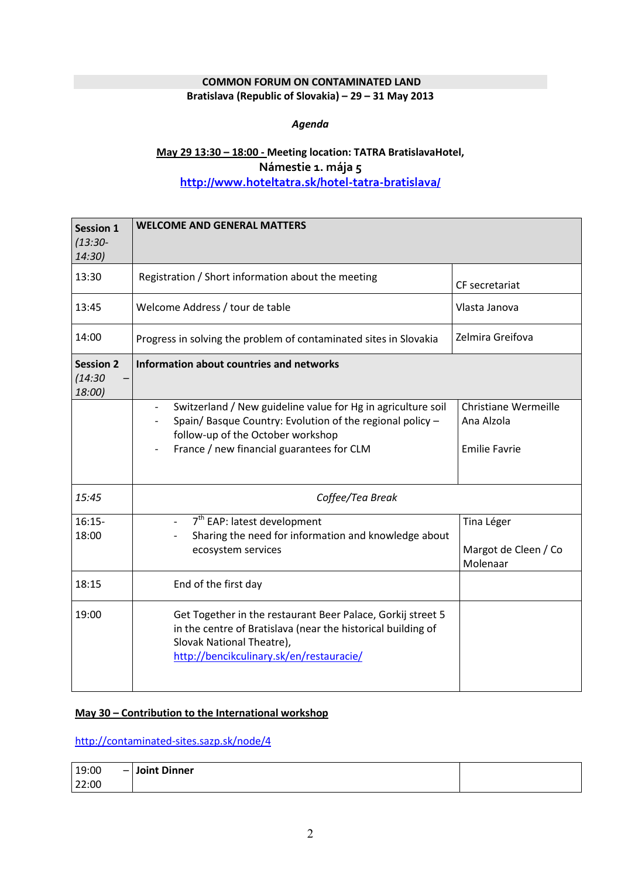**COMMON FORUM ON CONTAMINATED LAND**

**Bratislava (Republic of Slovakia) – 29 – 31 May 2013**

***Agenda***

**<u>May 29 13:30 – 18:00 -</u> Meeting location: TATRA BratislavaHotel, Námestie 1. mája 5**

[http://www.hoteltatra.sk/hotel-tatra-bratislava/](http://www.hoteltatra.sk/hotel-tatra-bratislava/)

| **Session 1** *(13:30-14:30)* | **WELCOME AND GENERAL MATTERS** | |
|---|---|---|
| 13:30 | Registration / Short information about the meeting | CF secretariat |
| 13:45 | Welcome Address / tour de table | Vlasta Janova |
| 14:00 | Progress in solving the problem of contaminated sites in Slovakia | Zelmira Greifova |
| **Session 2** *(14:30 – 18:00)* | **Information about countries and networks** | |
| | - Switzerland / New guideline value for Hg in agriculture soil<br>- Spain/ Basque Country: Evolution of the regional policy – follow-up of the October workshop<br>- France / new financial guarantees for CLM | Christiane Wermeille<br>Ana Alzola<br><br>Emilie Favrie |
| *15:45* | *Coffee/Tea Break* | |
| 16:15-18:00 | - 7th EAP: latest development<br>- Sharing the need for information and knowledge about ecosystem services | Tina Léger<br><br>Margot de Cleen / Co Molenaar |
| 18:15 | End of the first day | |
| 19:00 | Get Together in the restaurant Beer Palace, Gorkij street 5 in the centre of Bratislava (near the historical building of Slovak National Theatre), [http://bencikculinary.sk/en/restauracie/](http://bencikculinary.sk/en/restauracie/) | |

**<u>May 30 – Contribution to the International workshop</u>**

[http://contaminated-sites.sazp.sk/node/4](http://contaminated-sites.sazp.sk/node/4)

| 19:00 – 22:00 | **Joint Dinner** | |
|---|---|---|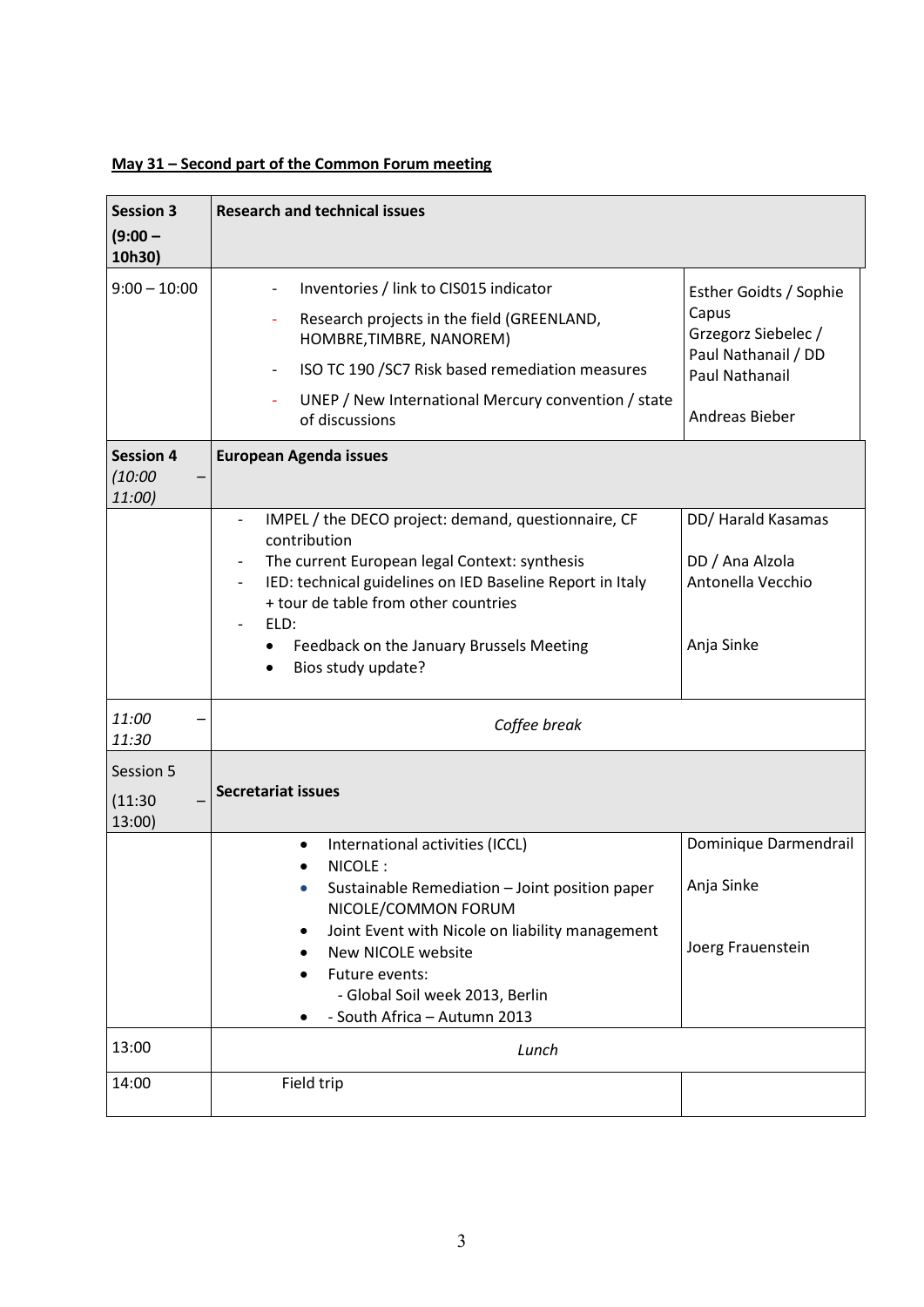**May 31 – Second part of the Common Forum meeting**

| **Session 3** **(9:00 – 10h30)** | **Research and technical issues** | |
|---|---|---|
| 9:00 – 10:00 | - Inventories / link to CIS015 indicator<br>- Research projects in the field (GREENLAND, HOMBRE,TIMBRE, NANOREM)<br>- ISO TC 190 /SC7 Risk based remediation measures<br>- UNEP / New International Mercury convention / state of discussions | Esther Goidts / Sophie Capus<br>Grzegorz Siebelec / Paul Nathanail / DD<br>Paul Nathanail<br><br>Andreas Bieber |
| **Session 4** *(10:00 – 11:00)* | **European Agenda issues** | |
| | - IMPEL / the DECO project: demand, questionnaire, CF contribution<br>- The current European legal Context: synthesis<br>- IED: technical guidelines on IED Baseline Report in Italy + tour de table from other countries<br>- ELD:<br>• Feedback on the January Brussels Meeting<br>• Bios study update? | DD/ Harald Kasamas<br><br>DD / Ana Alzola<br>Antonella Vecchio<br><br>Anja Sinke |
| *11:00 – 11:30* | *Coffee break* | |
| Session 5 (11:30 – 13:00) | **Secretariat issues** | |
| | • International activities (ICCL)<br>• NICOLE :<br>• Sustainable Remediation – Joint position paper NICOLE/COMMON FORUM<br>• Joint Event with Nicole on liability management<br>• New NICOLE website<br>• Future events:<br>- Global Soil week 2013, Berlin<br>• - South Africa – Autumn 2013 | Dominique Darmendrail<br><br>Anja Sinke<br><br>Joerg Frauenstein |
| 13:00 | *Lunch* | |
| 14:00 | Field trip | |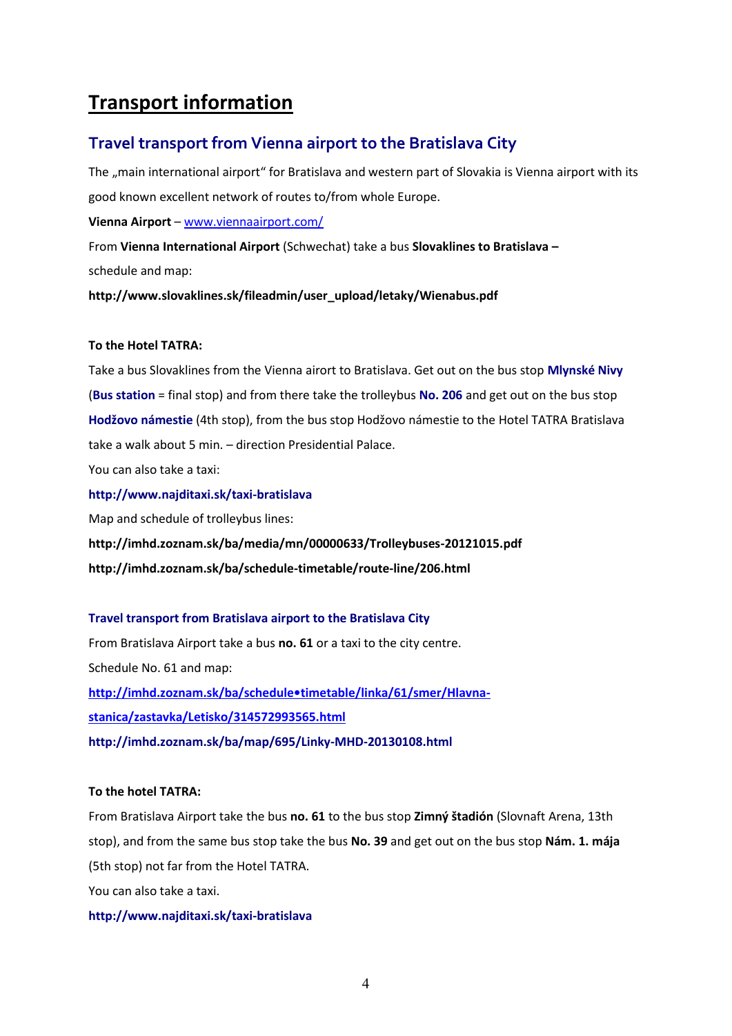# Transport information

## Travel transport from Vienna airport to the Bratislava City

The „main international airport" for Bratislava and western part of Slovakia is Vienna airport with its good known excellent network of routes to/from whole Europe.

**Vienna Airport** – www.viennaairport.com/

From **Vienna International Airport** (Schwechat) take a bus **Slovaklines to Bratislava –** schedule and map:

**http://www.slovaklines.sk/fileadmin/user_upload/letaky/Wienabus.pdf**

**To the Hotel TATRA:**

Take a bus Slovaklines from the Vienna airort to Bratislava. Get out on the bus stop **Mlynské Nivy** (**Bus station** = final stop) and from there take the trolleybus **No. 206** and get out on the bus stop **Hodžovo námestie** (4th stop), from the bus stop Hodžovo námestie to the Hotel TATRA Bratislava take a walk about 5 min. – direction Presidential Palace.

You can also take a taxi:

**http://www.najditaxi.sk/taxi-bratislava**

Map and schedule of trolleybus lines:

**http://imhd.zoznam.sk/ba/media/mn/00000633/Trolleybuses-20121015.pdf**

**http://imhd.zoznam.sk/ba/schedule-timetable/route-line/206.html**

### Travel transport from Bratislava airport to the Bratislava City

From Bratislava Airport take a bus **no. 61** or a taxi to the city centre.

Schedule No. 61 and map:

**http://imhd.zoznam.sk/ba/schedule•timetable/linka/61/smer/Hlavna-stanica/zastavka/Letisko/314572993565.html**

**http://imhd.zoznam.sk/ba/map/695/Linky-MHD-20130108.html**

**To the hotel TATRA:**

From Bratislava Airport take the bus **no. 61** to the bus stop **Zimný štadión** (Slovnaft Arena, 13th stop), and from the same bus stop take the bus **No. 39** and get out on the bus stop **Nám. 1. mája** (5th stop) not far from the Hotel TATRA.

You can also take a taxi.

**http://www.najditaxi.sk/taxi-bratislava**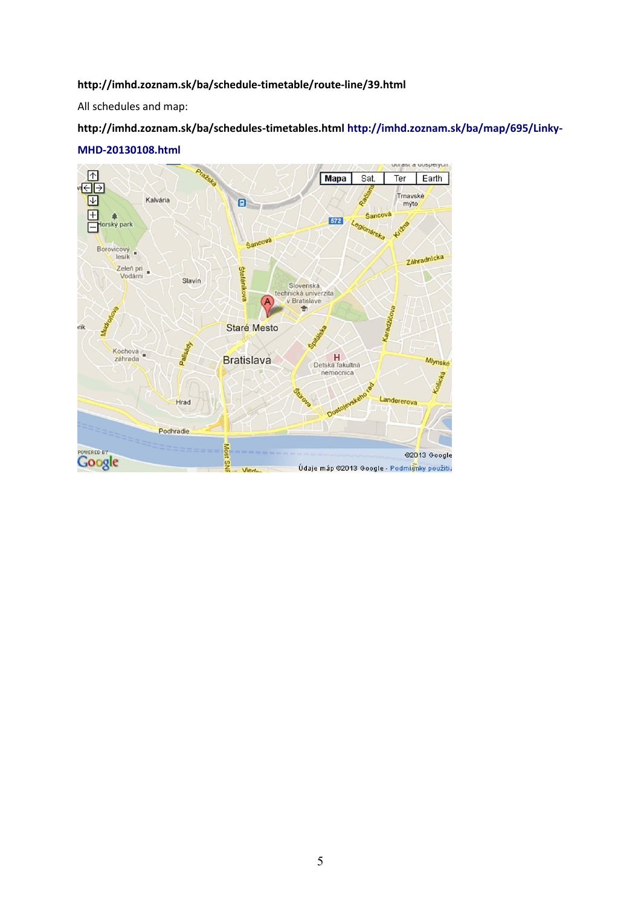**http://imhd.zoznam.sk/ba/schedule-timetable/route-line/39.html**

All schedules and map:

**http://imhd.zoznam.sk/ba/schedules-timetables.html** **http://imhd.zoznam.sk/ba/map/695/Linky-MHD-20130108.html**